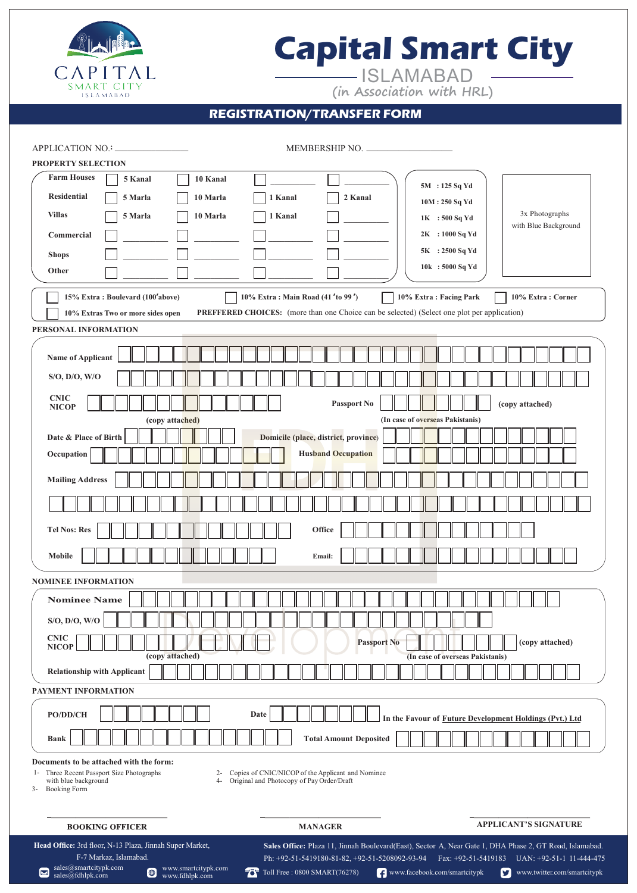# Capital Smart City

ISLAMABAD

(in Association with HRL)

## REGISTRATION/TRANSFER FORM

APPLICATION NO.: _______________ MEMBERSHIP NO. _______________

### PROPERTY SELECTION

| | | | | |
|---|---|---|---|---|
| Farm Houses | ☐ 5 Kanal | ☐ 10 Kanal | ☐ ________ | ☐ ________ |
| Residential | ☐ 5 Marla | ☐ 10 Marla | ☐ 1 Kanal | ☐ 2 Kanal |
| Villas | ☐ 5 Marla | ☐ 10 Marla | ☐ 1 Kanal | ☐ ________ |
| Commercial | ☐ ________ | ☐ ________ | ☐ ________ | ☐ ________ |
| Shops | ☐ ________ | ☐ ________ | ☐ ________ | ☐ ________ |
| Other | ☐ ________ | ☐ ________ | ☐ ________ | ☐ ________ |

5M : 125 Sq Yd
10M : 250 Sq Yd
1K : 500 Sq Yd
2K : 1000 Sq Yd
5K : 2500 Sq Yd
10k : 5000 Sq Yd

3x Photographs with Blue Background

☐ 15% Extra : Boulevard (100'above) ☐ 10% Extra : Main Road (41 'to 99 ') ☐ 10% Extra : Facing Park ☐ 10% Extra : Corner

☐ 10% Extras Two or more sides open **PREFFERED CHOICES:** (more than one Choice can be selected) (Select one plot per application)

### PERSONAL INFORMATION

Name of Applicant ______________________

S/O, D/O, W/O ______________________

CNIC NICOP ______________________ (copy attached)

Passport No ______________________ (copy attached)
(In case of overseas Pakistanis)

Date & Place of Birth ______________________ Domicile (place, district, province) ______________________

Occupation ______________________ Husband Occupation ______________________

Mailing Address ______________________

______________________

Tel Nos: Res ______________________ Office ______________________

Mobile ______________________ Email: ______________________

### NOMINEE INFORMATION

Nominee Name ______________________

S/O, D/O, W/O ______________________

CNIC NICOP ______________________ (copy attached)

Passport No ______________________ (copy attached)
(In case of overseas Pakistanis)

Relationship with Applicant ______________________

### PAYMENT INFORMATION

PO/DD/CH ______________________ Date ______________________ In the Favour of Future Development Holdings (Pvt.) Ltd

Bank ______________________ Total Amount Deposited ______________________

**Documents to be attached with the form:**

1- Three Recent Passport Size Photographs with blue background
2- Copies of CNIC/NICOP of the Applicant and Nominee
3- Booking Form
4- Original and Photocopy of Pay Order/Draft

| ______________________ | ______________________ | ______________________ |
|---|---|---|
| BOOKING OFFICER | MANAGER | APPLICANT'S SIGNATURE |

**Head Office:** 3rd floor, N-13 Plaza, Jinnah Super Market, F-7 Markaz, Islamabad.
sales@smartcitypk.com sales@fdhlpk.com
www.smartcitypk.com www.fdhlpk.com

**Sales Office:** Plaza 11, Jinnah Boulevard(East), Sector A, Near Gate 1, DHA Phase 2, GT Road, Islamabad.
Ph: +92-51-5419180-81-82, +92-51-5208092-93-94 Fax: +92-51-5419183 UAN: +92-51-1 11-444-475
Toll Free : 0800 SMART(76278) www.facebook.com/smartcitypk www.twitter.com/smartcitypk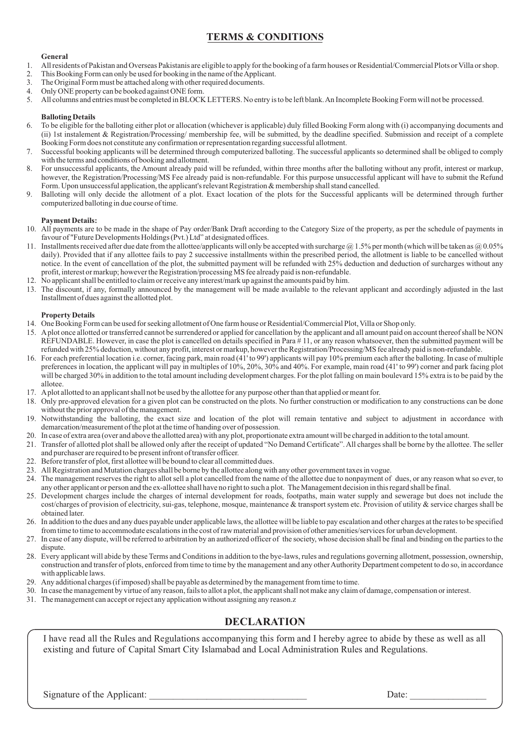## TERMS & CONDITIONS

### General

1. All residents of Pakistan and Overseas Pakistanis are eligible to apply for the booking of a farm houses or Residential/Commercial Plots or Villa or shop.
2. This Booking Form can only be used for booking in the name of the Applicant.
3. The Original Form must be attached along with other required documents.
4. Only ONE property can be booked against ONE form.
5. All columns and entries must be completed in BLOCK LETTERS. No entry is to be left blank. An Incomplete Booking Form will not be processed.

### Balloting Details

6. To be eligible for the balloting either plot or allocation (whichever is applicable) duly filled Booking Form along with (i) accompanying documents and (ii) 1st instalement & Registration/Processing/ membership fee, will be submitted, by the deadline specified. Submission and receipt of a complete Booking Form does not constitute any confirmation or representation regarding successful allotment.
7. Successful booking applicants will be determined through computerized balloting. The successful applicants so determined shall be obliged to comply with the terms and conditions of booking and allotment.
8. For unsuccessful applicants, the Amount already paid will be refunded, within three months after the balloting without any profit, interest or markup, however, the Registration/Processing/MS Fee already paid is non-refundable. For this purpose unsuccessful applicant will have to submit the Refund Form. Upon unsuccessful application, the applicant's relevant Registration & membership shall stand cancelled.
9. Balloting will only decide the allotment of a plot. Exact location of the plots for the Successful applicants will be determined through further computerized balloting in due course of time.

### Payment Details:

10. All payments are to be made in the shape of Pay order/Bank Draft according to the Category Size of the property, as per the schedule of payments in favour of "Future Developments Holdings (Pvt.) Ltd" at designated offices.
11. Installments received after due date from the allottee/applicants will only be accepted with surcharge @ 1.5% per month (which will be taken as @ 0.05% daily). Provided that if any allottee fails to pay 2 successive installments within the prescribed period, the allotment is liable to be cancelled without notice. In the event of cancellation of the plot, the submitted payment will be refunded with 25% deduction and deduction of surcharges without any profit, interest or markup; however the Registration/processing MS fee already paid is non-refundable.
12. No applicant shall be entitled to claim or receive any interest/mark up against the amounts paid by him.
13. The discount, if any, formally announced by the management will be made available to the relevant applicant and accordingly adjusted in the last Installment of dues against the allotted plot.

### Property Details

14. One Booking Form can be used for seeking allotment of One farm house or Residential/Commercial Plot, Villa or Shop only.
15. A plot once allotted or transferred cannot be surrendered or applied for cancellation by the applicant and all amount paid on account thereof shall be NON REFUNDABLE. However, in case the plot is cancelled on details specified in Para # 11, or any reason whatsoever, then the submitted payment will be refunded with 25% deduction, without any profit, interest or markup, however the Registration/Processing/MS fee already paid is non-refundable.
16. For each preferential location i.e. corner, facing park, main road (41' to 99') applicants will pay 10% premium each after the balloting. In case of multiple preferences in location, the applicant will pay in multiples of 10%, 20%, 30% and 40%. For example, main road (41' to 99') corner and park facing plot will be charged 30% in addition to the total amount including development charges. For the plot falling on main boulevard 15% extra is to be paid by the allotee.
17. A plot allotted to an applicant shall not be used by the allottee for any purpose other than that applied or meant for.
18. Only pre-approved elevation for a given plot can be constructed on the plots. No further construction or modification to any constructions can be done without the prior approval of the management.
19. Notwithstanding the balloting, the exact size and location of the plot will remain tentative and subject to adjustment in accordance with demarcation/measurement of the plot at the time of handing over of possession.
20. In case of extra area (over and above the allotted area) with any plot, proportionate extra amount will be charged in addition to the total amount.
21. Transfer of allotted plot shall be allowed only after the receipt of updated "No Demand Certificate". All charges shall be borne by the allottee. The seller and purchaser are required to be present infront of transfer officer.
22. Before transfer of plot, first allottee will be bound to clear all committed dues.
23. All Registration and Mutation charges shall be borne by the allottee along with any other government taxes in vogue.
24. The management reserves the right to allot sell a plot cancelled from the name of the allottee due to nonpayment of dues, or any reason what so ever, to any other applicant or person and the ex-allottee shall have no right to such a plot. The Management decision in this regard shall be final.
25. Development charges include the charges of internal development for roads, footpaths, main water supply and sewerage but does not include the cost/charges of provision of electricity, sui-gas, telephone, mosque, maintenance & transport system etc. Provision of utility & service charges shall be obtained later.
26. In addition to the dues and any dues payable under applicable laws, the allottee will be liable to pay escalation and other charges at the rates to be specified from time to time to accommodate escalations in the cost of raw material and provision of other amenities/services for urban development.
27. In case of any dispute, will be referred to arbitration by an authorized officer of the society, whose decision shall be final and binding on the parties to the dispute.
28. Every applicant will abide by these Terms and Conditions in addition to the bye-laws, rules and regulations governing allotment, possession, ownership, construction and transfer of plots, enforced from time to time by the management and any other Authority Department competent to do so, in accordance with applicable laws.
29. Any additional charges (if imposed) shall be payable as determined by the management from time to time.
30. In case the management by virtue of any reason, fails to allot a plot, the applicant shall not make any claim of damage, compensation or interest.
31. The management can accept or reject any application without assigning any reason.z

## DECLARATION

I have read all the Rules and Regulations accompanying this form and I hereby agree to abide by these as well as all existing and future of Capital Smart City Islamabad and Local Administration Rules and Regulations.

Signature of the Applicant: ________________________________ Date: ________________